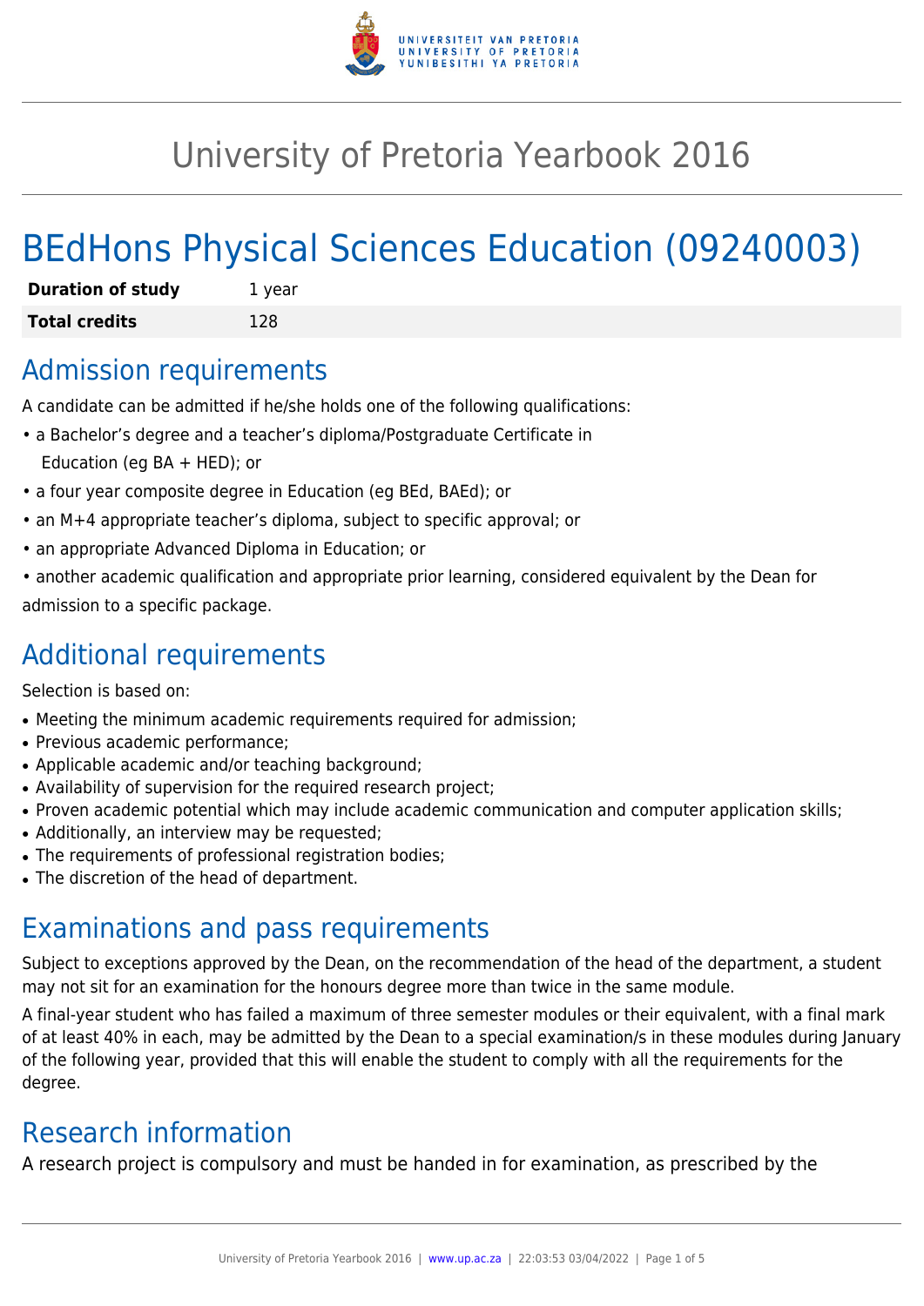# University of Pretoria Yearbook 2016

# BEdHons Physical Sciences Education (09240003)

| **Duration of study** | 1 year |
|---|---|
| **Total credits** | 128 |

## Admission requirements

A candidate can be admitted if he/she holds one of the following qualifications:

- a Bachelor's degree and a teacher's diploma/Postgraduate Certificate in Education (eg BA + HED); or
- a four year composite degree in Education (eg BEd, BAEd); or
- an M+4 appropriate teacher's diploma, subject to specific approval; or
- an appropriate Advanced Diploma in Education; or
- another academic qualification and appropriate prior learning, considered equivalent by the Dean for admission to a specific package.

## Additional requirements

Selection is based on:

- Meeting the minimum academic requirements required for admission;
- Previous academic performance;
- Applicable academic and/or teaching background;
- Availability of supervision for the required research project;
- Proven academic potential which may include academic communication and computer application skills;
- Additionally, an interview may be requested;
- The requirements of professional registration bodies;
- The discretion of the head of department.

## Examinations and pass requirements

Subject to exceptions approved by the Dean, on the recommendation of the head of the department, a student may not sit for an examination for the honours degree more than twice in the same module.

A final-year student who has failed a maximum of three semester modules or their equivalent, with a final mark of at least 40% in each, may be admitted by the Dean to a special examination/s in these modules during January of the following year, provided that this will enable the student to comply with all the requirements for the degree.

## Research information

A research project is compulsory and must be handed in for examination, as prescribed by the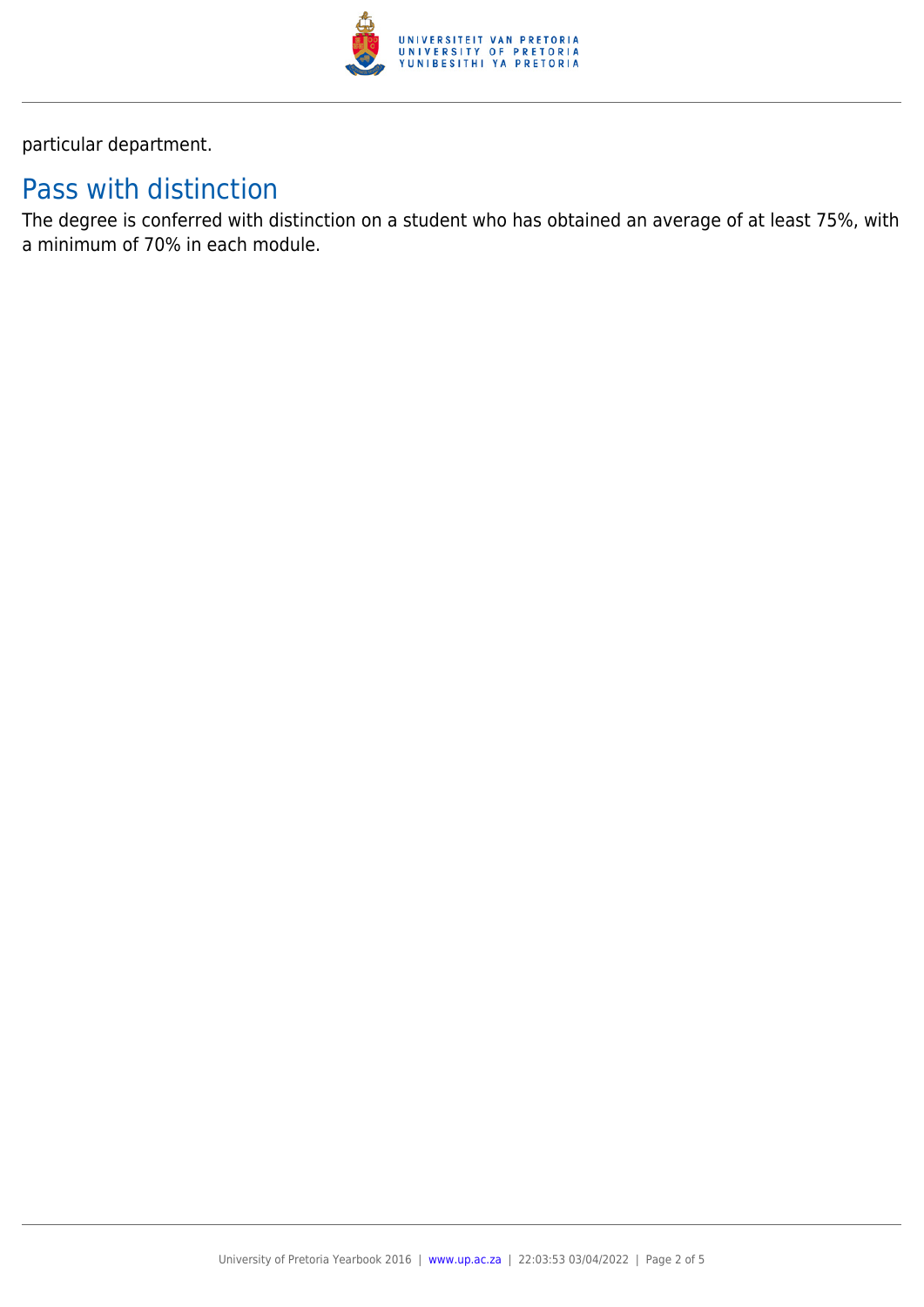particular department.

## Pass with distinction

The degree is conferred with distinction on a student who has obtained an average of at least 75%, with a minimum of 70% in each module.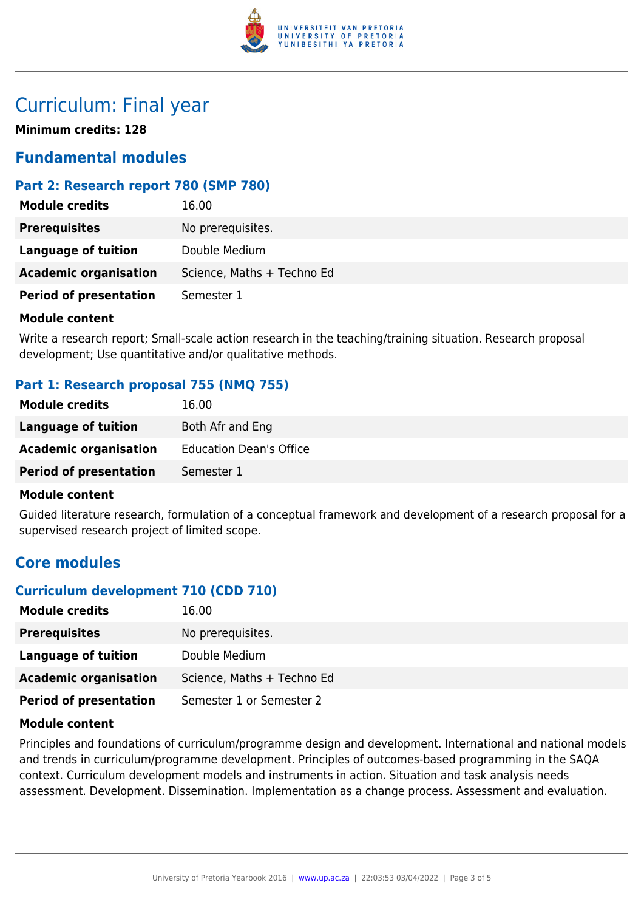# Curriculum: Final year

**Minimum credits: 128**

## Fundamental modules

### Part 2: Research report 780 (SMP 780)

| | |
|---|---|
| **Module credits** | 16.00 |
| **Prerequisites** | No prerequisites. |
| **Language of tuition** | Double Medium |
| **Academic organisation** | Science, Maths + Techno Ed |
| **Period of presentation** | Semester 1 |

**Module content**

Write a research report; Small-scale action research in the teaching/training situation. Research proposal development; Use quantitative and/or qualitative methods.

### Part 1: Research proposal 755 (NMQ 755)

| | |
|---|---|
| **Module credits** | 16.00 |
| **Language of tuition** | Both Afr and Eng |
| **Academic organisation** | Education Dean's Office |
| **Period of presentation** | Semester 1 |

**Module content**

Guided literature research, formulation of a conceptual framework and development of a research proposal for a supervised research project of limited scope.

## Core modules

### Curriculum development 710 (CDD 710)

| | |
|---|---|
| **Module credits** | 16.00 |
| **Prerequisites** | No prerequisites. |
| **Language of tuition** | Double Medium |
| **Academic organisation** | Science, Maths + Techno Ed |
| **Period of presentation** | Semester 1 or Semester 2 |

**Module content**

Principles and foundations of curriculum/programme design and development. International and national models and trends in curriculum/programme development. Principles of outcomes-based programming in the SAQA context. Curriculum development models and instruments in action. Situation and task analysis needs assessment. Development. Dissemination. Implementation as a change process. Assessment and evaluation.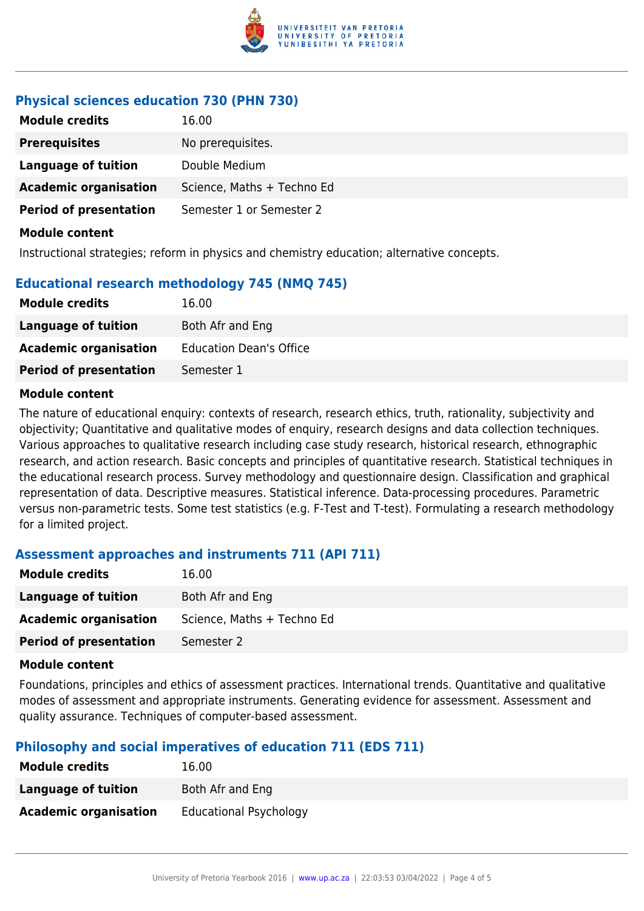### Physical sciences education 730 (PHN 730)

| | |
|---|---|
| **Module credits** | 16.00 |
| **Prerequisites** | No prerequisites. |
| **Language of tuition** | Double Medium |
| **Academic organisation** | Science, Maths + Techno Ed |
| **Period of presentation** | Semester 1 or Semester 2 |

**Module content**

Instructional strategies; reform in physics and chemistry education; alternative concepts.

### Educational research methodology 745 (NMQ 745)

| | |
|---|---|
| **Module credits** | 16.00 |
| **Language of tuition** | Both Afr and Eng |
| **Academic organisation** | Education Dean's Office |
| **Period of presentation** | Semester 1 |

**Module content**

The nature of educational enquiry: contexts of research, research ethics, truth, rationality, subjectivity and objectivity; Quantitative and qualitative modes of enquiry, research designs and data collection techniques. Various approaches to qualitative research including case study research, historical research, ethnographic research, and action research. Basic concepts and principles of quantitative research. Statistical techniques in the educational research process. Survey methodology and questionnaire design. Classification and graphical representation of data. Descriptive measures. Statistical inference. Data-processing procedures. Parametric versus non-parametric tests. Some test statistics (e.g. F-Test and T-test). Formulating a research methodology for a limited project.

### Assessment approaches and instruments 711 (API 711)

| | |
|---|---|
| **Module credits** | 16.00 |
| **Language of tuition** | Both Afr and Eng |
| **Academic organisation** | Science, Maths + Techno Ed |
| **Period of presentation** | Semester 2 |

**Module content**

Foundations, principles and ethics of assessment practices. International trends. Quantitative and qualitative modes of assessment and appropriate instruments. Generating evidence for assessment. Assessment and quality assurance. Techniques of computer-based assessment.

### Philosophy and social imperatives of education 711 (EDS 711)

| | |
|---|---|
| **Module credits** | 16.00 |
| **Language of tuition** | Both Afr and Eng |
| **Academic organisation** | Educational Psychology |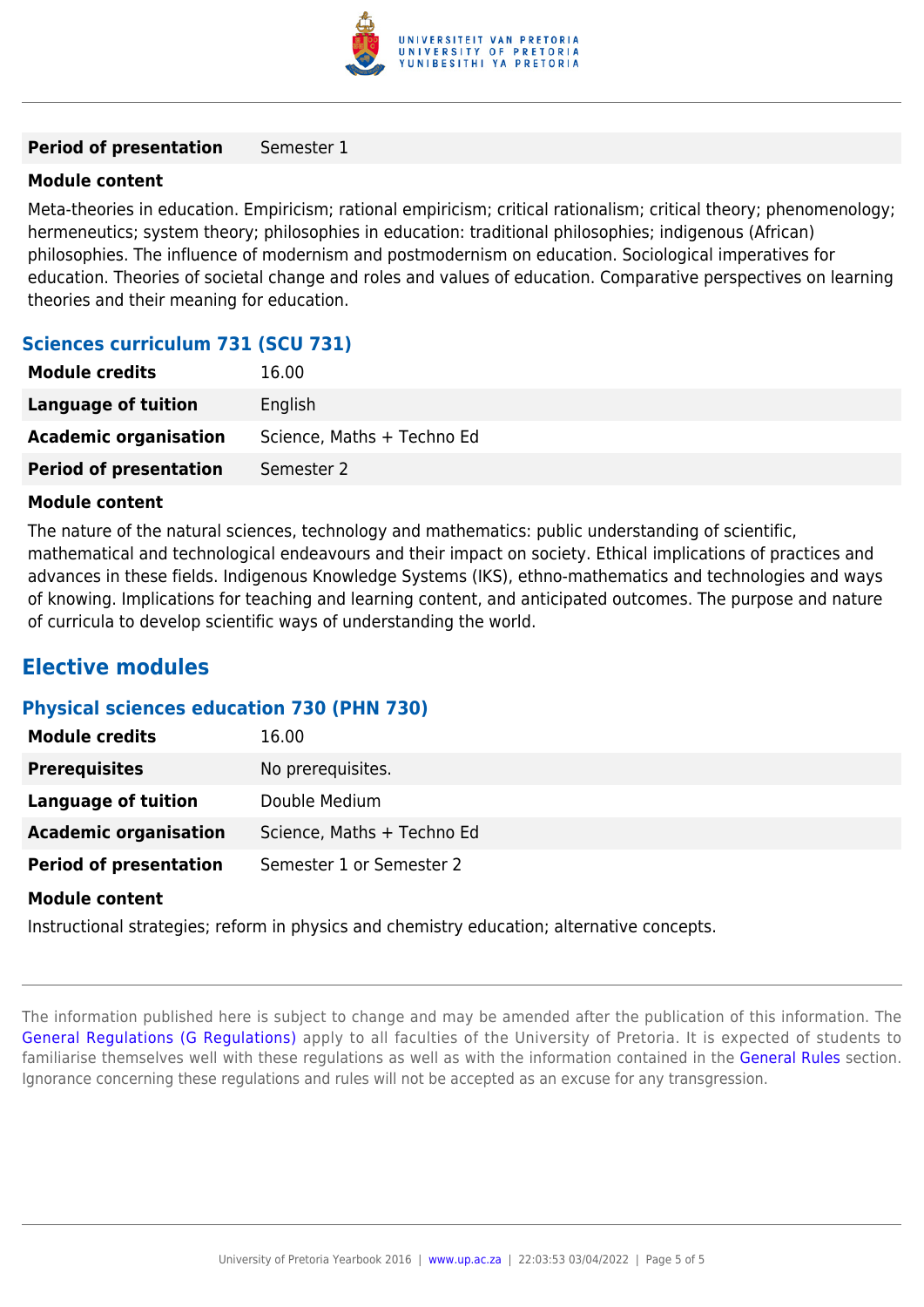| | |
|---|---|
| **Period of presentation** | Semester 1 |

**Module content**

Meta-theories in education. Empiricism; rational empiricism; critical rationalism; critical theory; phenomenology; hermeneutics; system theory; philosophies in education: traditional philosophies; indigenous (African) philosophies. The influence of modernism and postmodernism on education. Sociological imperatives for education. Theories of societal change and roles and values of education. Comparative perspectives on learning theories and their meaning for education.

### Sciences curriculum 731 (SCU 731)

| | |
|---|---|
| **Module credits** | 16.00 |
| **Language of tuition** | English |
| **Academic organisation** | Science, Maths + Techno Ed |
| **Period of presentation** | Semester 2 |

**Module content**

The nature of the natural sciences, technology and mathematics: public understanding of scientific, mathematical and technological endeavours and their impact on society. Ethical implications of practices and advances in these fields. Indigenous Knowledge Systems (IKS), ethno-mathematics and technologies and ways of knowing. Implications for teaching and learning content, and anticipated outcomes. The purpose and nature of curricula to develop scientific ways of understanding the world.

## Elective modules

### Physical sciences education 730 (PHN 730)

| | |
|---|---|
| **Module credits** | 16.00 |
| **Prerequisites** | No prerequisites. |
| **Language of tuition** | Double Medium |
| **Academic organisation** | Science, Maths + Techno Ed |
| **Period of presentation** | Semester 1 or Semester 2 |

**Module content**

Instructional strategies; reform in physics and chemistry education; alternative concepts.

The information published here is subject to change and may be amended after the publication of this information. The General Regulations (G Regulations) apply to all faculties of the University of Pretoria. It is expected of students to familiarise themselves well with these regulations as well as with the information contained in the General Rules section. Ignorance concerning these regulations and rules will not be accepted as an excuse for any transgression.